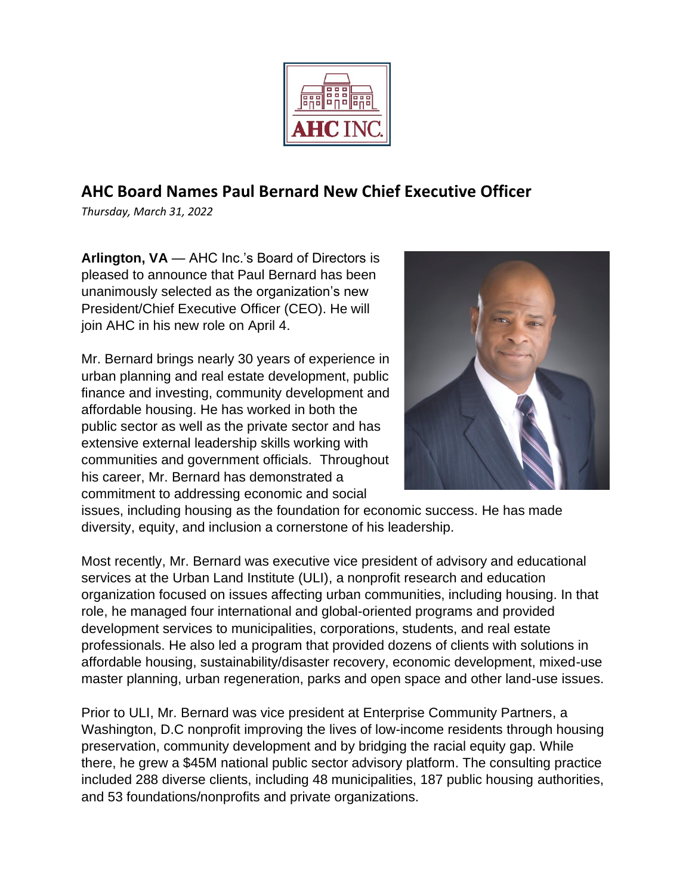# AHC Board Names Paul Bernard New Chief Executive Officer

*Thursday, March 31, 2022*

**Arlington, VA** — AHC Inc.'s Board of Directors is pleased to announce that Paul Bernard has been unanimously selected as the organization's new President/Chief Executive Officer (CEO). He will join AHC in his new role on April 4.

Mr. Bernard brings nearly 30 years of experience in urban planning and real estate development, public finance and investing, community development and affordable housing. He has worked in both the public sector as well as the private sector and has extensive external leadership skills working with communities and government officials. Throughout his career, Mr. Bernard has demonstrated a commitment to addressing economic and social issues, including housing as the foundation for economic success. He has made diversity, equity, and inclusion a cornerstone of his leadership.

Most recently, Mr. Bernard was executive vice president of advisory and educational services at the Urban Land Institute (ULI), a nonprofit research and education organization focused on issues affecting urban communities, including housing. In that role, he managed four international and global-oriented programs and provided development services to municipalities, corporations, students, and real estate professionals. He also led a program that provided dozens of clients with solutions in affordable housing, sustainability/disaster recovery, economic development, mixed-use master planning, urban regeneration, parks and open space and other land-use issues.

Prior to ULI, Mr. Bernard was vice president at Enterprise Community Partners, a Washington, D.C nonprofit improving the lives of low-income residents through housing preservation, community development and by bridging the racial equity gap. While there, he grew a $45M national public sector advisory platform. The consulting practice included 288 diverse clients, including 48 municipalities, 187 public housing authorities, and 53 foundations/nonprofits and private organizations.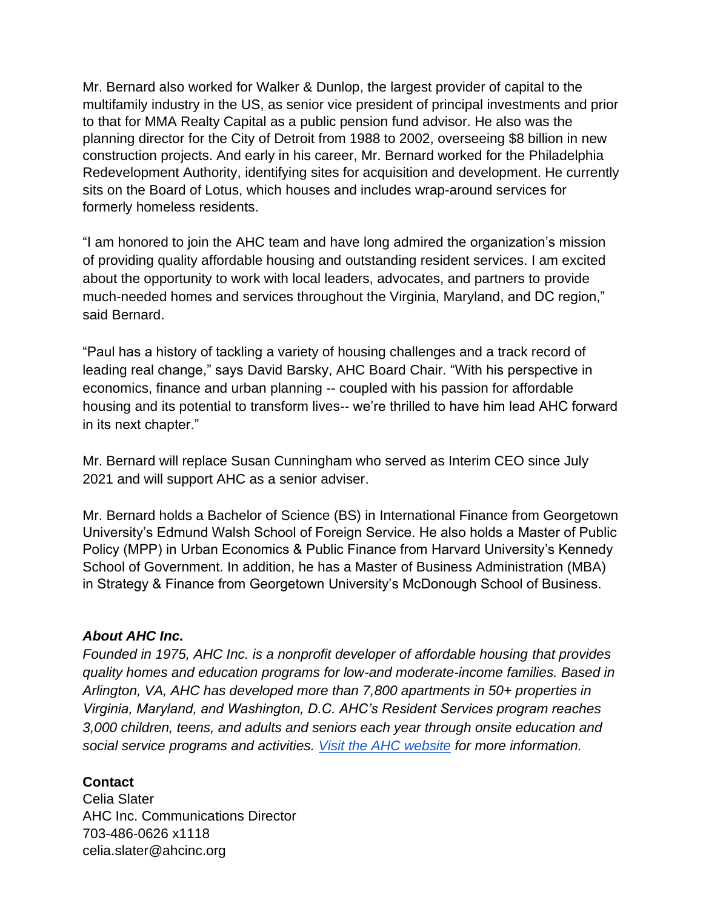Mr. Bernard also worked for Walker & Dunlop, the largest provider of capital to the multifamily industry in the US, as senior vice president of principal investments and prior to that for MMA Realty Capital as a public pension fund advisor. He also was the planning director for the City of Detroit from 1988 to 2002, overseeing $8 billion in new construction projects. And early in his career, Mr. Bernard worked for the Philadelphia Redevelopment Authority, identifying sites for acquisition and development. He currently sits on the Board of Lotus, which houses and includes wrap-around services for formerly homeless residents.

"I am honored to join the AHC team and have long admired the organization's mission of providing quality affordable housing and outstanding resident services. I am excited about the opportunity to work with local leaders, advocates, and partners to provide much-needed homes and services throughout the Virginia, Maryland, and DC region," said Bernard.

"Paul has a history of tackling a variety of housing challenges and a track record of leading real change," says David Barsky, AHC Board Chair. "With his perspective in economics, finance and urban planning -- coupled with his passion for affordable housing and its potential to transform lives-- we're thrilled to have him lead AHC forward in its next chapter."

Mr. Bernard will replace Susan Cunningham who served as Interim CEO since July 2021 and will support AHC as a senior adviser.

Mr. Bernard holds a Bachelor of Science (BS) in International Finance from Georgetown University's Edmund Walsh School of Foreign Service. He also holds a Master of Public Policy (MPP) in Urban Economics & Public Finance from Harvard University's Kennedy School of Government. In addition, he has a Master of Business Administration (MBA) in Strategy & Finance from Georgetown University's McDonough School of Business.

***About AHC Inc.***

*Founded in 1975, AHC Inc. is a nonprofit developer of affordable housing that provides quality homes and education programs for low-and moderate-income families. Based in Arlington, VA, AHC has developed more than 7,800 apartments in 50+ properties in Virginia, Maryland, and Washington, D.C. AHC's Resident Services program reaches 3,000 children, teens, and adults and seniors each year through onsite education and social service programs and activities. Visit the AHC website for more information.*

**Contact**

Celia Slater
AHC Inc. Communications Director
703-486-0626 x1118
celia.slater@ahcinc.org